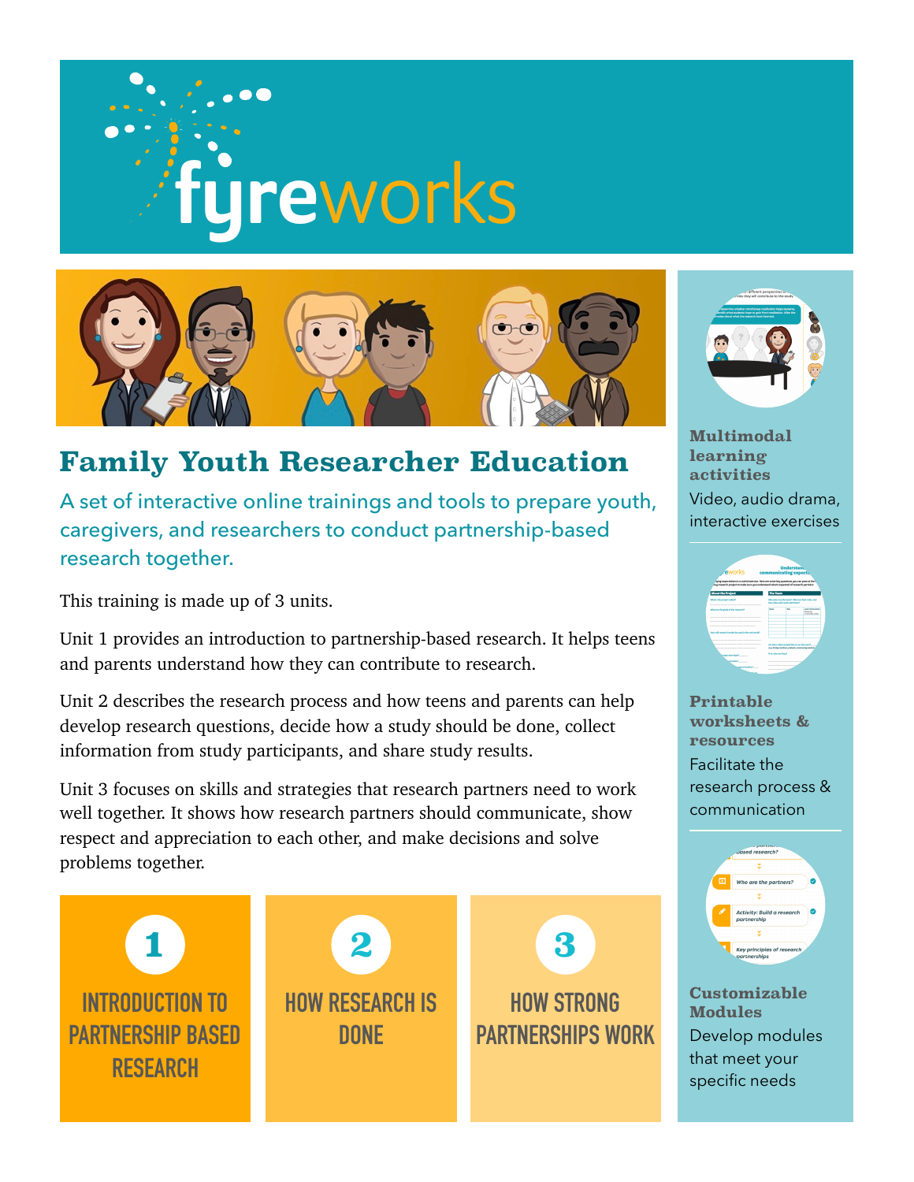# fyreworks

## Family Youth Researcher Education

A set of interactive online trainings and tools to prepare youth, caregivers, and researchers to conduct partnership-based research together.

This training is made up of 3 units.

Unit 1 provides an introduction to partnership-based research. It helps teens and parents understand how they can contribute to research.

Unit 2 describes the research process and how teens and parents can help develop research questions, decide how a study should be done, collect information from study participants, and share study results.

Unit 3 focuses on skills and strategies that research partners need to work well together. It shows how research partners should communicate, show respect and appreciation to each other, and make decisions and solve problems together.

**1** INTRODUCTION TO PARTNERSHIP BASED RESEARCH

**2** HOW RESEARCH IS DONE

**3** HOW STRONG PARTNERSHIPS WORK

**Multimodal learning activities**

Video, audio drama, interactive exercises

**Printable worksheets & resources**

Facilitate the research process & communication

**Customizable Modules**

Develop modules that meet your specific needs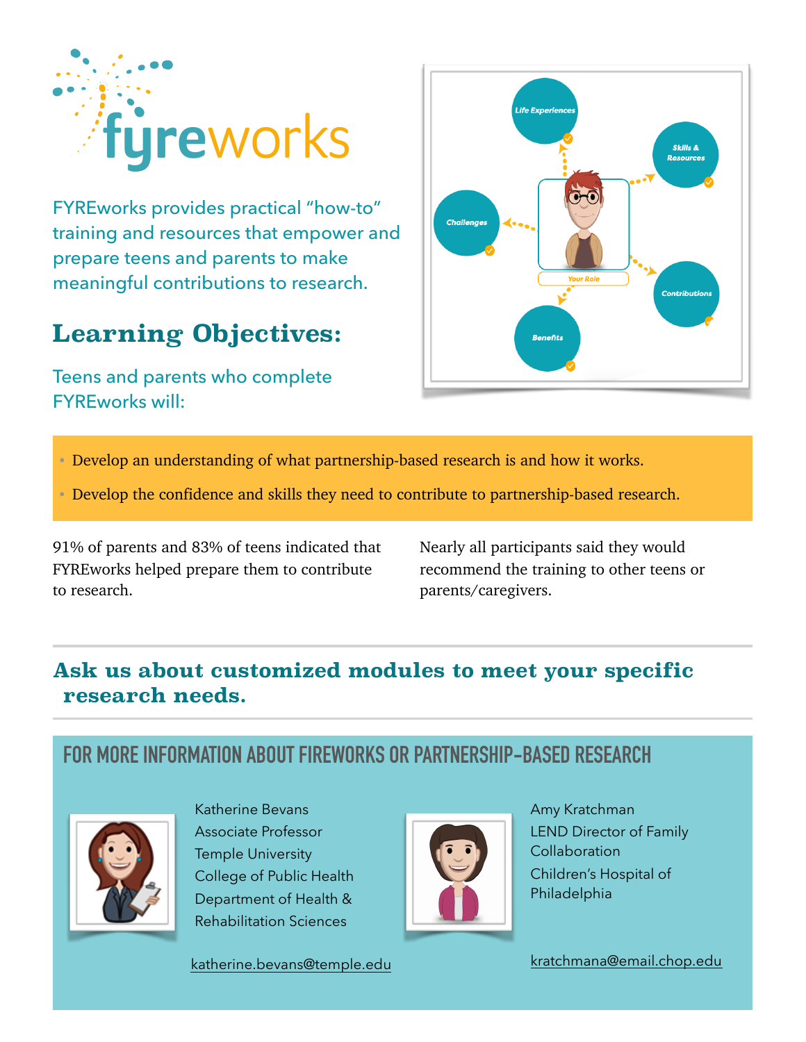# fyreworks

FYREworks provides practical "how-to" training and resources that empower and prepare teens and parents to make meaningful contributions to research.

## Learning Objectives:

Teens and parents who complete FYREworks will:

Life Experiences

Skills & Resources

Challenges

Your Role

Contributions

Benefits

- Develop an understanding of what partnership-based research is and how it works.
- Develop the confidence and skills they need to contribute to partnership-based research.

91% of parents and 83% of teens indicated that FYREworks helped prepare them to contribute to research.

Nearly all participants said they would recommend the training to other teens or parents/caregivers.

## Ask us about customized modules to meet your specific research needs.

### FOR MORE INFORMATION ABOUT FIREWORKS OR PARTNERSHIP-BASED RESEARCH

Katherine Bevans
Associate Professor
Temple University
College of Public Health
Department of Health & Rehabilitation Sciences

katherine.bevans@temple.edu

Amy Kratchman
LEND Director of Family Collaboration
Children's Hospital of Philadelphia

kratchmana@email.chop.edu